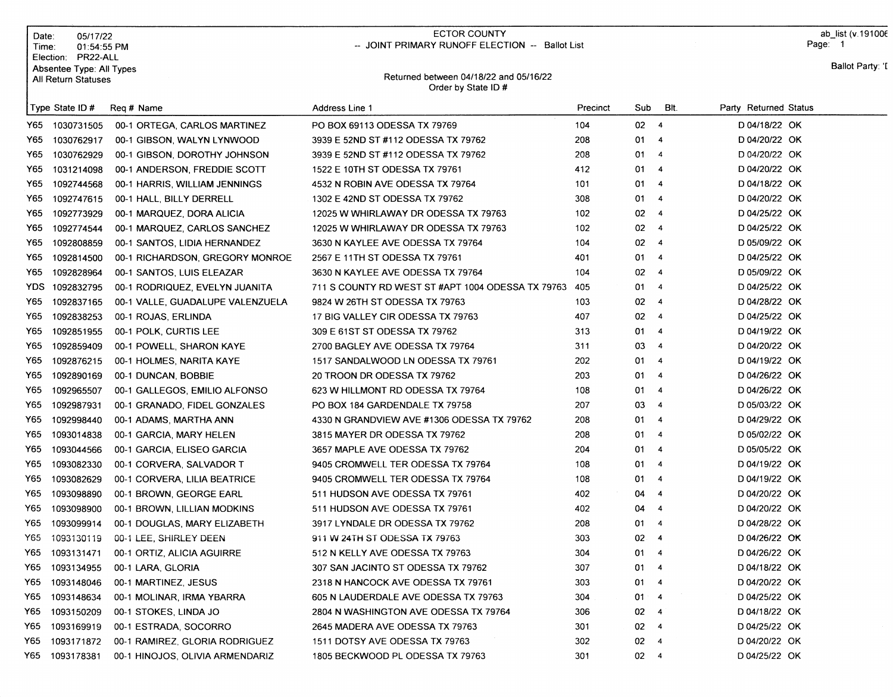Date: 05/17/22
Time: 01:54:55 PM
Election: PR22-ALL
Absentee Type: All Types
All Return Statuses

ECTOR COUNTY
-- JOINT PRIMARY RUNOFF ELECTION -- Ballot List

Returned between 04/18/22 and 05/16/22
Order by State ID #

ab_list (v.191006

Ballot Party: 'I

| Type | State ID # | Req # | Name | Address Line 1 | Precinct | Sub | Blt. | Party | Returned | Status |
|---|---|---|---|---|---|---|---|---|---|---|
| Y65 | 1030731505 | 00-1 | ORTEGA, CARLOS MARTINEZ | PO BOX 69113 ODESSA TX 79769 | 104 | 02 | 4 | D | 04/18/22 | OK |
| Y65 | 1030762917 | 00-1 | GIBSON, WALYN LYNWOOD | 3939 E 52ND ST #112 ODESSA TX 79762 | 208 | 01 | 4 | D | 04/20/22 | OK |
| Y65 | 1030762929 | 00-1 | GIBSON, DOROTHY JOHNSON | 3939 E 52ND ST #112 ODESSA TX 79762 | 208 | 01 | 4 | D | 04/20/22 | OK |
| Y65 | 1031214098 | 00-1 | ANDERSON, FREDDIE SCOTT | 1522 E 10TH ST ODESSA TX 79761 | 412 | 01 | 4 | D | 04/20/22 | OK |
| Y65 | 1092744568 | 00-1 | HARRIS, WILLIAM JENNINGS | 4532 N ROBIN AVE ODESSA TX 79764 | 101 | 01 | 4 | D | 04/18/22 | OK |
| Y65 | 1092747615 | 00-1 | HALL, BILLY DERRELL | 1302 E 42ND ST ODESSA TX 79762 | 308 | 01 | 4 | D | 04/20/22 | OK |
| Y65 | 1092773929 | 00-1 | MARQUEZ, DORA ALICIA | 12025 W WHIRLAWAY DR ODESSA TX 79763 | 102 | 02 | 4 | D | 04/25/22 | OK |
| Y65 | 1092774544 | 00-1 | MARQUEZ, CARLOS SANCHEZ | 12025 W WHIRLAWAY DR ODESSA TX 79763 | 102 | 02 | 4 | D | 04/25/22 | OK |
| Y65 | 1092808859 | 00-1 | SANTOS, LIDIA HERNANDEZ | 3630 N KAYLEE AVE ODESSA TX 79764 | 104 | 02 | 4 | D | 05/09/22 | OK |
| Y65 | 1092814500 | 00-1 | RICHARDSON, GREGORY MONROE | 2567 E 11TH ST ODESSA TX 79761 | 401 | 01 | 4 | D | 04/25/22 | OK |
| Y65 | 1092828964 | 00-1 | SANTOS, LUIS ELEAZAR | 3630 N KAYLEE AVE ODESSA TX 79764 | 104 | 02 | 4 | D | 05/09/22 | OK |
| YDS | 1092832795 | 00-1 | RODRIQUEZ, EVELYN JUANITA | 711 S COUNTY RD WEST ST #APT 1004 ODESSA TX 79763 | 405 | 01 | 4 | D | 04/25/22 | OK |
| Y65 | 1092837165 | 00-1 | VALLE, GUADALUPE VALENZUELA | 9824 W 26TH ST ODESSA TX 79763 | 103 | 02 | 4 | D | 04/28/22 | OK |
| Y65 | 1092838253 | 00-1 | ROJAS, ERLINDA | 17 BIG VALLEY CIR ODESSA TX 79763 | 407 | 02 | 4 | D | 04/25/22 | OK |
| Y65 | 1092851955 | 00-1 | POLK, CURTIS LEE | 309 E 61ST ST ODESSA TX 79762 | 313 | 01 | 4 | D | 04/19/22 | OK |
| Y65 | 1092859409 | 00-1 | POWELL, SHARON KAYE | 2700 BAGLEY AVE ODESSA TX 79764 | 311 | 03 | 4 | D | 04/20/22 | OK |
| Y65 | 1092876215 | 00-1 | HOLMES, NARITA KAYE | 1517 SANDALWOOD LN ODESSA TX 79761 | 202 | 01 | 4 | D | 04/19/22 | OK |
| Y65 | 1092890169 | 00-1 | DUNCAN, BOBBIE | 20 TROON DR ODESSA TX 79762 | 203 | 01 | 4 | D | 04/26/22 | OK |
| Y65 | 1092965507 | 00-1 | GALLEGOS, EMILIO ALFONSO | 623 W HILLMONT RD ODESSA TX 79764 | 108 | 01 | 4 | D | 04/26/22 | OK |
| Y65 | 1092987931 | 00-1 | GRANADO, FIDEL GONZALES | PO BOX 184 GARDENDALE TX 79758 | 207 | 03 | 4 | D | 05/03/22 | OK |
| Y65 | 1092998440 | 00-1 | ADAMS, MARTHA ANN | 4330 N GRANDVIEW AVE #1306 ODESSA TX 79762 | 208 | 01 | 4 | D | 04/29/22 | OK |
| Y65 | 1093014838 | 00-1 | GARCIA, MARY HELEN | 3815 MAYER DR ODESSA TX 79762 | 208 | 01 | 4 | D | 05/02/22 | OK |
| Y65 | 1093044566 | 00-1 | GARCIA, ELISEO GARCIA | 3657 MAPLE AVE ODESSA TX 79762 | 204 | 01 | 4 | D | 05/05/22 | OK |
| Y65 | 1093082330 | 00-1 | CORVERA, SALVADOR T | 9405 CROMWELL TER ODESSA TX 79764 | 108 | 01 | 4 | D | 04/19/22 | OK |
| Y65 | 1093082629 | 00-1 | CORVERA, LILIA BEATRICE | 9405 CROMWELL TER ODESSA TX 79764 | 108 | 01 | 4 | D | 04/19/22 | OK |
| Y65 | 1093098890 | 00-1 | BROWN, GEORGE EARL | 511 HUDSON AVE ODESSA TX 79761 | 402 | 04 | 4 | D | 04/20/22 | OK |
| Y65 | 1093098900 | 00-1 | BROWN, LILLIAN MODKINS | 511 HUDSON AVE ODESSA TX 79761 | 402 | 04 | 4 | D | 04/20/22 | OK |
| Y65 | 1093099914 | 00-1 | DOUGLAS, MARY ELIZABETH | 3917 LYNDALE DR ODESSA TX 79762 | 208 | 01 | 4 | D | 04/28/22 | OK |
| Y65 | 1093130119 | 00-1 | LEE, SHIRLEY DEEN | 911 W 24TH ST ODESSA TX 79763 | 303 | 02 | 4 | D | 04/26/22 | OK |
| Y65 | 1093131471 | 00-1 | ORTIZ, ALICIA AGUIRRE | 512 N KELLY AVE ODESSA TX 79763 | 304 | 01 | 4 | D | 04/26/22 | OK |
| Y65 | 1093134955 | 00-1 | LARA, GLORIA | 307 SAN JACINTO ST ODESSA TX 79762 | 307 | 01 | 4 | D | 04/18/22 | OK |
| Y65 | 1093148046 | 00-1 | MARTINEZ, JESUS | 2318 N HANCOCK AVE ODESSA TX 79761 | 303 | 01 | 4 | D | 04/20/22 | OK |
| Y65 | 1093148634 | 00-1 | MOLINAR, IRMA YBARRA | 605 N LAUDERDALE AVE ODESSA TX 79763 | 304 | 01 | 4 | D | 04/25/22 | OK |
| Y65 | 1093150209 | 00-1 | STOKES, LINDA JO | 2804 N WASHINGTON AVE ODESSA TX 79764 | 306 | 02 | 4 | D | 04/18/22 | OK |
| Y65 | 1093169919 | 00-1 | ESTRADA, SOCORRO | 2645 MADERA AVE ODESSA TX 79763 | 301 | 02 | 4 | D | 04/25/22 | OK |
| Y65 | 1093171872 | 00-1 | RAMIREZ, GLORIA RODRIGUEZ | 1511 DOTSY AVE ODESSA TX 79763 | 302 | 02 | 4 | D | 04/20/22 | OK |
| Y65 | 1093178381 | 00-1 | HINOJOS, OLIVIA ARMENDARIZ | 1805 BECKWOOD PL ODESSA TX 79763 | 301 | 02 | 4 | D | 04/25/22 | OK |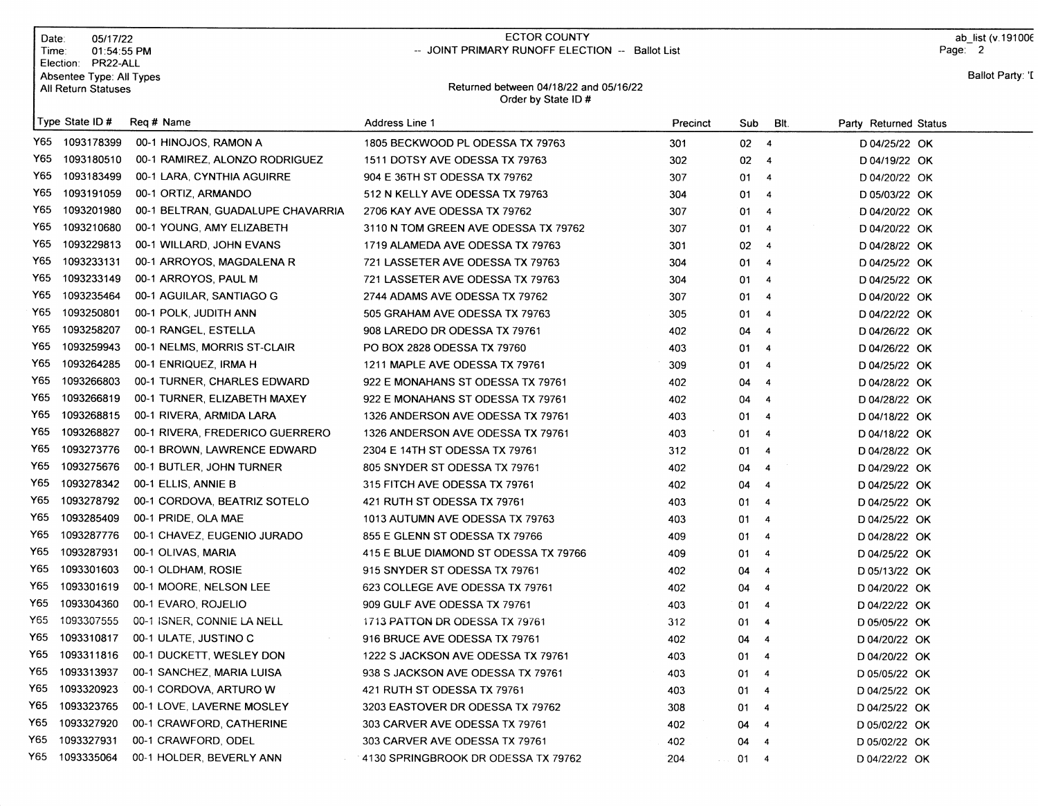Date: 05/17/22
Time: 01:54:55 PM
Election: PR22-ALL
Absentee Type: All Types
All Return Statuses

ECTOR COUNTY
-- JOINT PRIMARY RUNOFF ELECTION -- Ballot List

Returned between 04/18/22 and 05/16/22
Order by State ID #

ab_list (v.191006
Page: 2

Ballot Party: 'I

| Type | State ID # | Req # | Name | Address Line 1 | Precinct | Sub | Blt. | Party | Returned | Status |
|---|---|---|---|---|---|---|---|---|---|---|
| Y65 | 1093178399 | 00-1 | HINOJOS, RAMON A | 1805 BECKWOOD PL ODESSA TX 79763 | 301 | 02 | 4 | D | 04/25/22 | OK |
| Y65 | 1093180510 | 00-1 | RAMIREZ, ALONZO RODRIGUEZ | 1511 DOTSY AVE ODESSA TX 79763 | 302 | 02 | 4 | D | 04/19/22 | OK |
| Y65 | 1093183499 | 00-1 | LARA, CYNTHIA AGUIRRE | 904 E 36TH ST ODESSA TX 79762 | 307 | 01 | 4 | D | 04/20/22 | OK |
| Y65 | 1093191059 | 00-1 | ORTIZ, ARMANDO | 512 N KELLY AVE ODESSA TX 79763 | 304 | 01 | 4 | D | 05/03/22 | OK |
| Y65 | 1093201980 | 00-1 | BELTRAN, GUADALUPE CHAVARRIA | 2706 KAY AVE ODESSA TX 79762 | 307 | 01 | 4 | D | 04/20/22 | OK |
| Y65 | 1093210680 | 00-1 | YOUNG, AMY ELIZABETH | 3110 N TOM GREEN AVE ODESSA TX 79762 | 307 | 01 | 4 | D | 04/20/22 | OK |
| Y65 | 1093229813 | 00-1 | WILLARD, JOHN EVANS | 1719 ALAMEDA AVE ODESSA TX 79763 | 301 | 02 | 4 | D | 04/28/22 | OK |
| Y65 | 1093233131 | 00-1 | ARROYOS, MAGDALENA R | 721 LASSETER AVE ODESSA TX 79763 | 304 | 01 | 4 | D | 04/25/22 | OK |
| Y65 | 1093233149 | 00-1 | ARROYOS, PAUL M | 721 LASSETER AVE ODESSA TX 79763 | 304 | 01 | 4 | D | 04/25/22 | OK |
| Y65 | 1093235464 | 00-1 | AGUILAR, SANTIAGO G | 2744 ADAMS AVE ODESSA TX 79762 | 307 | 01 | 4 | D | 04/20/22 | OK |
| Y65 | 1093250801 | 00-1 | POLK, JUDITH ANN | 505 GRAHAM AVE ODESSA TX 79763 | 305 | 01 | 4 | D | 04/22/22 | OK |
| Y65 | 1093258207 | 00-1 | RANGEL, ESTELLA | 908 LAREDO DR ODESSA TX 79761 | 402 | 04 | 4 | D | 04/26/22 | OK |
| Y65 | 1093259943 | 00-1 | NELMS, MORRIS ST-CLAIR | PO BOX 2828 ODESSA TX 79760 | 403 | 01 | 4 | D | 04/26/22 | OK |
| Y65 | 1093264285 | 00-1 | ENRIQUEZ, IRMA H | 1211 MAPLE AVE ODESSA TX 79761 | 309 | 01 | 4 | D | 04/25/22 | OK |
| Y65 | 1093266803 | 00-1 | TURNER, CHARLES EDWARD | 922 E MONAHANS ST ODESSA TX 79761 | 402 | 04 | 4 | D | 04/28/22 | OK |
| Y65 | 1093266819 | 00-1 | TURNER, ELIZABETH MAXEY | 922 E MONAHANS ST ODESSA TX 79761 | 402 | 04 | 4 | D | 04/28/22 | OK |
| Y65 | 1093268815 | 00-1 | RIVERA, ARMIDA LARA | 1326 ANDERSON AVE ODESSA TX 79761 | 403 | 01 | 4 | D | 04/18/22 | OK |
| Y65 | 1093268827 | 00-1 | RIVERA, FREDERICO GUERRERO | 1326 ANDERSON AVE ODESSA TX 79761 | 403 | 01 | 4 | D | 04/18/22 | OK |
| Y65 | 1093273776 | 00-1 | BROWN, LAWRENCE EDWARD | 2304 E 14TH ST ODESSA TX 79761 | 312 | 01 | 4 | D | 04/28/22 | OK |
| Y65 | 1093275676 | 00-1 | BUTLER, JOHN TURNER | 805 SNYDER ST ODESSA TX 79761 | 402 | 04 | 4 | D | 04/29/22 | OK |
| Y65 | 1093278342 | 00-1 | ELLIS, ANNIE B | 315 FITCH AVE ODESSA TX 79761 | 402 | 04 | 4 | D | 04/25/22 | OK |
| Y65 | 1093278792 | 00-1 | CORDOVA, BEATRIZ SOTELO | 421 RUTH ST ODESSA TX 79761 | 403 | 01 | 4 | D | 04/25/22 | OK |
| Y65 | 1093285409 | 00-1 | PRIDE, OLA MAE | 1013 AUTUMN AVE ODESSA TX 79763 | 403 | 01 | 4 | D | 04/25/22 | OK |
| Y65 | 1093287776 | 00-1 | CHAVEZ, EUGENIO JURADO | 855 E GLENN ST ODESSA TX 79766 | 409 | 01 | 4 | D | 04/28/22 | OK |
| Y65 | 1093287931 | 00-1 | OLIVAS, MARIA | 415 E BLUE DIAMOND ST ODESSA TX 79766 | 409 | 01 | 4 | D | 04/25/22 | OK |
| Y65 | 1093301603 | 00-1 | OLDHAM, ROSIE | 915 SNYDER ST ODESSA TX 79761 | 402 | 04 | 4 | D | 05/13/22 | OK |
| Y65 | 1093301619 | 00-1 | MOORE, NELSON LEE | 623 COLLEGE AVE ODESSA TX 79761 | 402 | 04 | 4 | D | 04/20/22 | OK |
| Y65 | 1093304360 | 00-1 | EVARO, ROJELIO | 909 GULF AVE ODESSA TX 79761 | 403 | 01 | 4 | D | 04/22/22 | OK |
| Y65 | 1093307555 | 00-1 | ISNER, CONNIE LA NELL | 1713 PATTON DR ODESSA TX 79761 | 312 | 01 | 4 | D | 05/05/22 | OK |
| Y65 | 1093310817 | 00-1 | ULATE, JUSTINO C | 916 BRUCE AVE ODESSA TX 79761 | 402 | 04 | 4 | D | 04/20/22 | OK |
| Y65 | 1093311816 | 00-1 | DUCKETT, WESLEY DON | 1222 S JACKSON AVE ODESSA TX 79761 | 403 | 01 | 4 | D | 04/20/22 | OK |
| Y65 | 1093313937 | 00-1 | SANCHEZ, MARIA LUISA | 938 S JACKSON AVE ODESSA TX 79761 | 403 | 01 | 4 | D | 05/05/22 | OK |
| Y65 | 1093320923 | 00-1 | CORDOVA, ARTURO W | 421 RUTH ST ODESSA TX 79761 | 403 | 01 | 4 | D | 04/25/22 | OK |
| Y65 | 1093323765 | 00-1 | LOVE, LAVERNE MOSLEY | 3203 EASTOVER DR ODESSA TX 79762 | 308 | 01 | 4 | D | 04/25/22 | OK |
| Y65 | 1093327920 | 00-1 | CRAWFORD, CATHERINE | 303 CARVER AVE ODESSA TX 79761 | 402 | 04 | 4 | D | 05/02/22 | OK |
| Y65 | 1093327931 | 00-1 | CRAWFORD, ODEL | 303 CARVER AVE ODESSA TX 79761 | 402 | 04 | 4 | D | 05/02/22 | OK |
| Y65 | 1093335064 | 00-1 | HOLDER, BEVERLY ANN | 4130 SPRINGBROOK DR ODESSA TX 79762 | 204 | 01 | 4 | D | 04/22/22 | OK |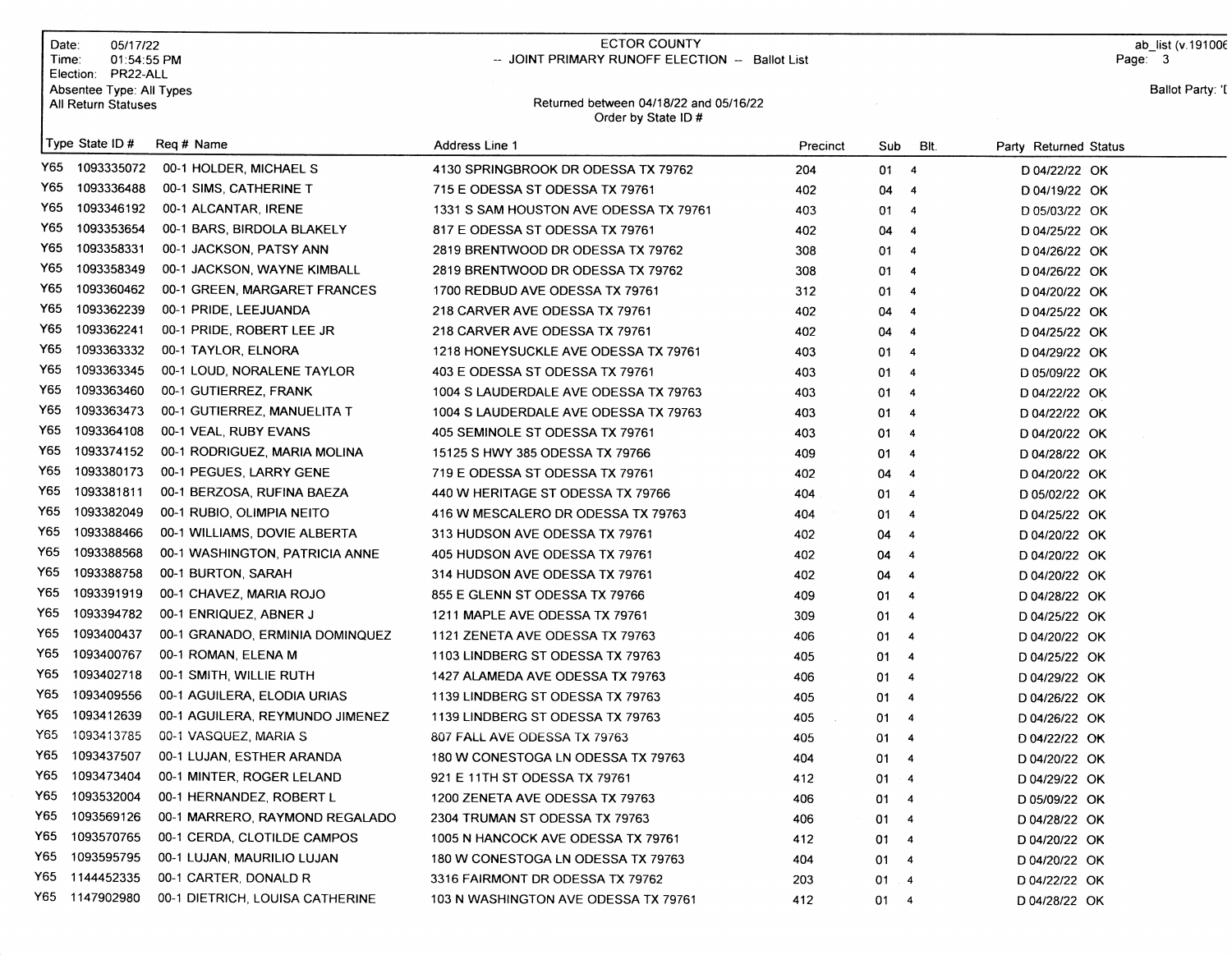Date: 05/17/22
Time: 01:54:55 PM
Election: PR22-ALL
Absentee Type: All Types
All Return Statuses

# ECTOR COUNTY
## -- JOINT PRIMARY RUNOFF ELECTION -- Ballot List

Returned between 04/18/22 and 05/16/22
Order by State ID #

ab_list (v.191006
Page: 3

Ballot Party: 'I

| Type | State ID # | Req # | Name | Address Line 1 | Precinct | Sub | Blt. | Party | Returned | Status |
|---|---|---|---|---|---|---|---|---|---|---|
| Y65 | 1093335072 | 00-1 | HOLDER, MICHAEL S | 4130 SPRINGBROOK DR ODESSA TX 79762 | 204 | 01 | 4 | D | 04/22/22 | OK |
| Y65 | 1093336488 | 00-1 | SIMS, CATHERINE T | 715 E ODESSA ST ODESSA TX 79761 | 402 | 04 | 4 | D | 04/19/22 | OK |
| Y65 | 1093346192 | 00-1 | ALCANTAR, IRENE | 1331 S SAM HOUSTON AVE ODESSA TX 79761 | 403 | 01 | 4 | D | 05/03/22 | OK |
| Y65 | 1093353654 | 00-1 | BARS, BIRDOLA BLAKELY | 817 E ODESSA ST ODESSA TX 79761 | 402 | 04 | 4 | D | 04/25/22 | OK |
| Y65 | 1093358331 | 00-1 | JACKSON, PATSY ANN | 2819 BRENTWOOD DR ODESSA TX 79762 | 308 | 01 | 4 | D | 04/26/22 | OK |
| Y65 | 1093358349 | 00-1 | JACKSON, WAYNE KIMBALL | 2819 BRENTWOOD DR ODESSA TX 79762 | 308 | 01 | 4 | D | 04/26/22 | OK |
| Y65 | 1093360462 | 00-1 | GREEN, MARGARET FRANCES | 1700 REDBUD AVE ODESSA TX 79761 | 312 | 01 | 4 | D | 04/20/22 | OK |
| Y65 | 1093362239 | 00-1 | PRIDE, LEEJUANDA | 218 CARVER AVE ODESSA TX 79761 | 402 | 04 | 4 | D | 04/25/22 | OK |
| Y65 | 1093362241 | 00-1 | PRIDE, ROBERT LEE JR | 218 CARVER AVE ODESSA TX 79761 | 402 | 04 | 4 | D | 04/25/22 | OK |
| Y65 | 1093363332 | 00-1 | TAYLOR, ELNORA | 1218 HONEYSUCKLE AVE ODESSA TX 79761 | 403 | 01 | 4 | D | 04/29/22 | OK |
| Y65 | 1093363345 | 00-1 | LOUD, NORALENE TAYLOR | 403 E ODESSA ST ODESSA TX 79761 | 403 | 01 | 4 | D | 05/09/22 | OK |
| Y65 | 1093363460 | 00-1 | GUTIERREZ, FRANK | 1004 S LAUDERDALE AVE ODESSA TX 79763 | 403 | 01 | 4 | D | 04/22/22 | OK |
| Y65 | 1093363473 | 00-1 | GUTIERREZ, MANUELITA T | 1004 S LAUDERDALE AVE ODESSA TX 79763 | 403 | 01 | 4 | D | 04/22/22 | OK |
| Y65 | 1093364108 | 00-1 | VEAL, RUBY EVANS | 405 SEMINOLE ST ODESSA TX 79761 | 403 | 01 | 4 | D | 04/20/22 | OK |
| Y65 | 1093374152 | 00-1 | RODRIGUEZ, MARIA MOLINA | 15125 S HWY 385 ODESSA TX 79766 | 409 | 01 | 4 | D | 04/28/22 | OK |
| Y65 | 1093380173 | 00-1 | PEGUES, LARRY GENE | 719 E ODESSA ST ODESSA TX 79761 | 402 | 04 | 4 | D | 04/20/22 | OK |
| Y65 | 1093381811 | 00-1 | BERZOSA, RUFINA BAEZA | 440 W HERITAGE ST ODESSA TX 79766 | 404 | 01 | 4 | D | 05/02/22 | OK |
| Y65 | 1093382049 | 00-1 | RUBIO, OLIMPIA NEITO | 416 W MESCALERO DR ODESSA TX 79763 | 404 | 01 | 4 | D | 04/25/22 | OK |
| Y65 | 1093388466 | 00-1 | WILLIAMS, DOVIE ALBERTA | 313 HUDSON AVE ODESSA TX 79761 | 402 | 04 | 4 | D | 04/20/22 | OK |
| Y65 | 1093388568 | 00-1 | WASHINGTON, PATRICIA ANNE | 405 HUDSON AVE ODESSA TX 79761 | 402 | 04 | 4 | D | 04/20/22 | OK |
| Y65 | 1093388758 | 00-1 | BURTON, SARAH | 314 HUDSON AVE ODESSA TX 79761 | 402 | 04 | 4 | D | 04/20/22 | OK |
| Y65 | 1093391919 | 00-1 | CHAVEZ, MARIA ROJO | 855 E GLENN ST ODESSA TX 79766 | 409 | 01 | 4 | D | 04/28/22 | OK |
| Y65 | 1093394782 | 00-1 | ENRIQUEZ, ABNER J | 1211 MAPLE AVE ODESSA TX 79761 | 309 | 01 | 4 | D | 04/25/22 | OK |
| Y65 | 1093400437 | 00-1 | GRANADO, ERMINIA DOMINQUEZ | 1121 ZENETA AVE ODESSA TX 79763 | 406 | 01 | 4 | D | 04/20/22 | OK |
| Y65 | 1093400767 | 00-1 | ROMAN, ELENA M | 1103 LINDBERG ST ODESSA TX 79763 | 405 | 01 | 4 | D | 04/25/22 | OK |
| Y65 | 1093402718 | 00-1 | SMITH, WILLIE RUTH | 1427 ALAMEDA AVE ODESSA TX 79763 | 406 | 01 | 4 | D | 04/29/22 | OK |
| Y65 | 1093409556 | 00-1 | AGUILERA, ELODIA URIAS | 1139 LINDBERG ST ODESSA TX 79763 | 405 | 01 | 4 | D | 04/26/22 | OK |
| Y65 | 1093412639 | 00-1 | AGUILERA, REYMUNDO JIMENEZ | 1139 LINDBERG ST ODESSA TX 79763 | 405 | 01 | 4 | D | 04/26/22 | OK |
| Y65 | 1093413785 | 00-1 | VASQUEZ, MARIA S | 807 FALL AVE ODESSA TX 79763 | 405 | 01 | 4 | D | 04/22/22 | OK |
| Y65 | 1093437507 | 00-1 | LUJAN, ESTHER ARANDA | 180 W CONESTOGA LN ODESSA TX 79763 | 404 | 01 | 4 | D | 04/20/22 | OK |
| Y65 | 1093473404 | 00-1 | MINTER, ROGER LELAND | 921 E 11TH ST ODESSA TX 79761 | 412 | 01 | 4 | D | 04/29/22 | OK |
| Y65 | 1093532004 | 00-1 | HERNANDEZ, ROBERT L | 1200 ZENETA AVE ODESSA TX 79763 | 406 | 01 | 4 | D | 05/09/22 | OK |
| Y65 | 1093569126 | 00-1 | MARRERO, RAYMOND REGALADO | 2304 TRUMAN ST ODESSA TX 79763 | 406 | 01 | 4 | D | 04/28/22 | OK |
| Y65 | 1093570765 | 00-1 | CERDA, CLOTILDE CAMPOS | 1005 N HANCOCK AVE ODESSA TX 79761 | 412 | 01 | 4 | D | 04/20/22 | OK |
| Y65 | 1093595795 | 00-1 | LUJAN, MAURILIO LUJAN | 180 W CONESTOGA LN ODESSA TX 79763 | 404 | 01 | 4 | D | 04/20/22 | OK |
| Y65 | 1144452335 | 00-1 | CARTER, DONALD R | 3316 FAIRMONT DR ODESSA TX 79762 | 203 | 01 | 4 | D | 04/22/22 | OK |
| Y65 | 1147902980 | 00-1 | DIETRICH, LOUISA CATHERINE | 103 N WASHINGTON AVE ODESSA TX 79761 | 412 | 01 | 4 | D | 04/28/22 | OK |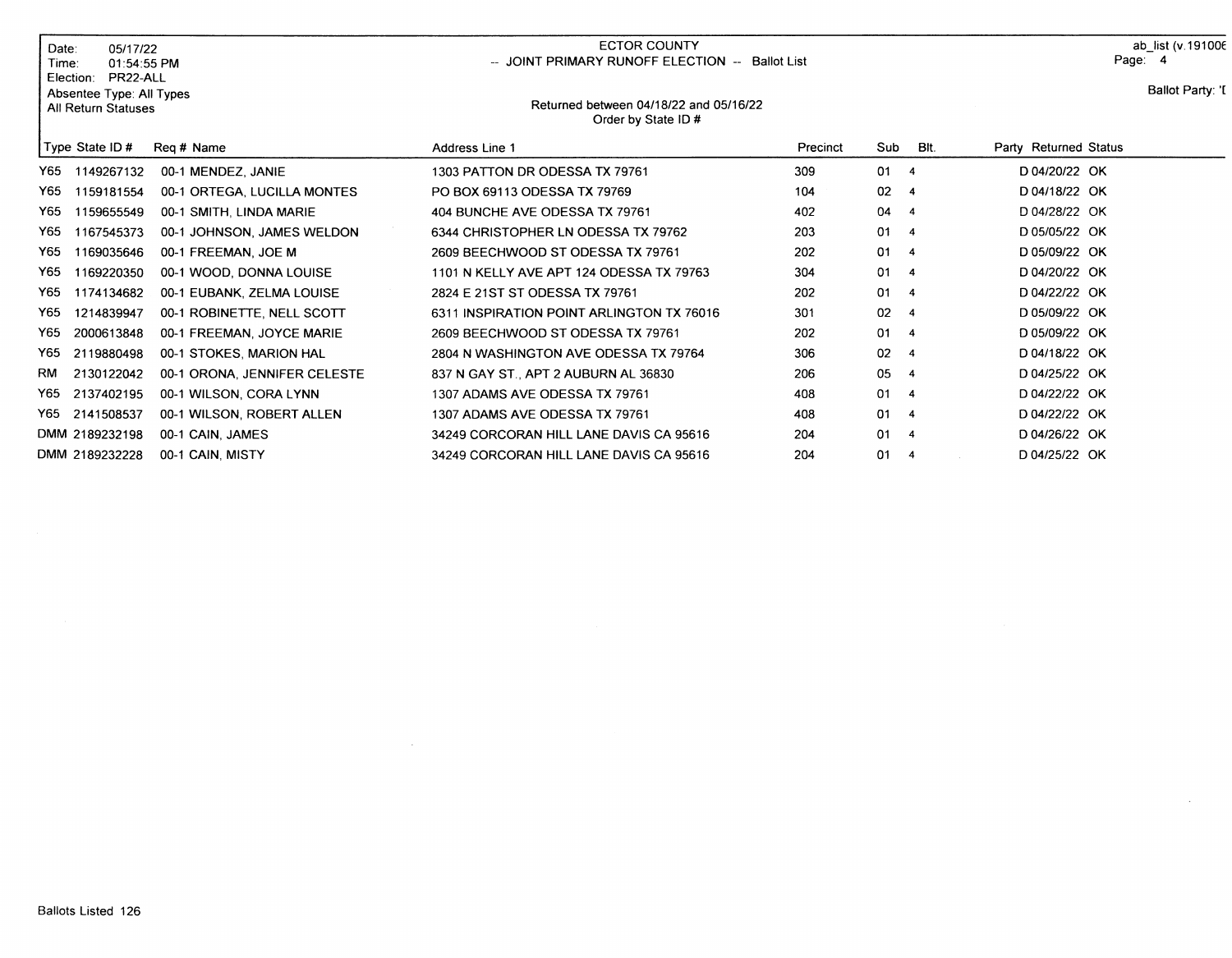Date: 05/17/22
Time: 01:54:55 PM
Election: PR22-ALL
Absentee Type: All Types
All Return Statuses

ECTOR COUNTY
-- JOINT PRIMARY RUNOFF ELECTION -- Ballot List

Returned between 04/18/22 and 05/16/22
Order by State ID #

ab_list (v.191006
Ballot Party: 'I

| Type | State ID # | Req # | Name | Address Line 1 | Precinct | Sub | Blt. | Party | Returned | Status |
|---|---|---|---|---|---|---|---|---|---|---|
| Y65 | 1149267132 | 00-1 | MENDEZ, JANIE | 1303 PATTON DR ODESSA TX 79761 | 309 | 01 | 4 | D | 04/20/22 | OK |
| Y65 | 1159181554 | 00-1 | ORTEGA, LUCILLA MONTES | PO BOX 69113 ODESSA TX 79769 | 104 | 02 | 4 | D | 04/18/22 | OK |
| Y65 | 1159655549 | 00-1 | SMITH, LINDA MARIE | 404 BUNCHE AVE ODESSA TX 79761 | 402 | 04 | 4 | D | 04/28/22 | OK |
| Y65 | 1167545373 | 00-1 | JOHNSON, JAMES WELDON | 6344 CHRISTOPHER LN ODESSA TX 79762 | 203 | 01 | 4 | D | 05/05/22 | OK |
| Y65 | 1169035646 | 00-1 | FREEMAN, JOE M | 2609 BEECHWOOD ST ODESSA TX 79761 | 202 | 01 | 4 | D | 05/09/22 | OK |
| Y65 | 1169220350 | 00-1 | WOOD, DONNA LOUISE | 1101 N KELLY AVE APT 124 ODESSA TX 79763 | 304 | 01 | 4 | D | 04/20/22 | OK |
| Y65 | 1174134682 | 00-1 | EUBANK, ZELMA LOUISE | 2824 E 21ST ST ODESSA TX 79761 | 202 | 01 | 4 | D | 04/22/22 | OK |
| Y65 | 1214839947 | 00-1 | ROBINETTE, NELL SCOTT | 6311 INSPIRATION POINT ARLINGTON TX 76016 | 301 | 02 | 4 | D | 05/09/22 | OK |
| Y65 | 2000613848 | 00-1 | FREEMAN, JOYCE MARIE | 2609 BEECHWOOD ST ODESSA TX 79761 | 202 | 01 | 4 | D | 05/09/22 | OK |
| Y65 | 2119880498 | 00-1 | STOKES, MARION HAL | 2804 N WASHINGTON AVE ODESSA TX 79764 | 306 | 02 | 4 | D | 04/18/22 | OK |
| RM | 2130122042 | 00-1 | ORONA, JENNIFER CELESTE | 837 N GAY ST., APT 2 AUBURN AL 36830 | 206 | 05 | 4 | D | 04/25/22 | OK |
| Y65 | 2137402195 | 00-1 | WILSON, CORA LYNN | 1307 ADAMS AVE ODESSA TX 79761 | 408 | 01 | 4 | D | 04/22/22 | OK |
| Y65 | 2141508537 | 00-1 | WILSON, ROBERT ALLEN | 1307 ADAMS AVE ODESSA TX 79761 | 408 | 01 | 4 | D | 04/22/22 | OK |
| DMM | 2189232198 | 00-1 | CAIN, JAMES | 34249 CORCORAN HILL LANE DAVIS CA 95616 | 204 | 01 | 4 | D | 04/26/22 | OK |
| DMM | 2189232228 | 00-1 | CAIN, MISTY | 34249 CORCORAN HILL LANE DAVIS CA 95616 | 204 | 01 | 4 | D | 04/25/22 | OK |

Ballots Listed 126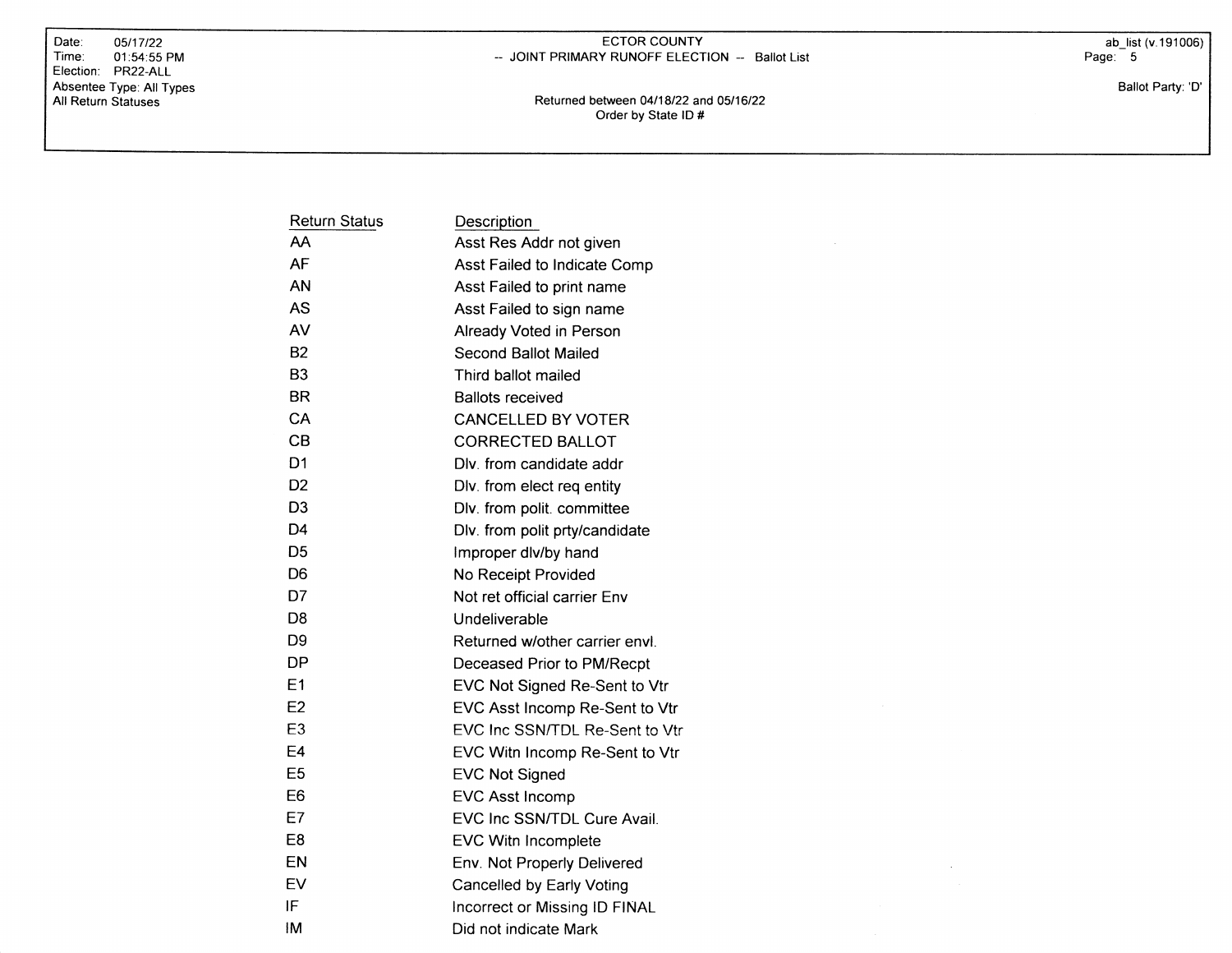| Return Status | Description |
|---|---|
| AA | Asst Res Addr not given |
| AF | Asst Failed to Indicate Comp |
| AN | Asst Failed to print name |
| AS | Asst Failed to sign name |
| AV | Already Voted in Person |
| B2 | Second Ballot Mailed |
| B3 | Third ballot mailed |
| BR | Ballots received |
| CA | CANCELLED BY VOTER |
| CB | CORRECTED BALLOT |
| D1 | Dlv. from candidate addr |
| D2 | Dlv. from elect req entity |
| D3 | Dlv. from polit. committee |
| D4 | Dlv. from polit prty/candidate |
| D5 | Improper dlv/by hand |
| D6 | No Receipt Provided |
| D7 | Not ret official carrier Env |
| D8 | Undeliverable |
| D9 | Returned w/other carrier envl. |
| DP | Deceased Prior to PM/Recpt |
| E1 | EVC Not Signed Re-Sent to Vtr |
| E2 | EVC Asst Incomp Re-Sent to Vtr |
| E3 | EVC Inc SSN/TDL Re-Sent to Vtr |
| E4 | EVC Witn Incomp Re-Sent to Vtr |
| E5 | EVC Not Signed |
| E6 | EVC Asst Incomp |
| E7 | EVC Inc SSN/TDL Cure Avail. |
| E8 | EVC Witn Incomplete |
| EN | Env. Not Properly Delivered |
| EV | Cancelled by Early Voting |
| IF | Incorrect or Missing ID FINAL |
| IM | Did not indicate Mark |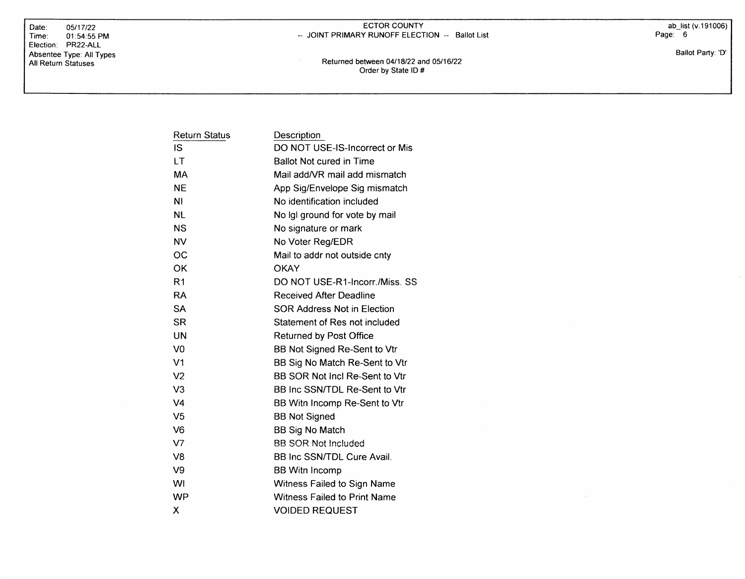| Date: 05/17/22 | ECTOR COUNTY | ab_list (v.191006) |
|---|---|---|
| Time: 01:54:55 PM | -- JOINT PRIMARY RUNOFF ELECTION -- Ballot List | |
| Election: PR22-ALL | | |
| Absentee Type: All Types | | Ballot Party: 'D' |
| All Return Statuses | Returned between 04/18/22 and 05/16/22 | |
| | Order by State ID # | |

| Return Status | Description |
|---|---|
| IS | DO NOT USE-IS-Incorrect or Mis |
| LT | Ballot Not cured in Time |
| MA | Mail add/VR mail add mismatch |
| NE | App Sig/Envelope Sig mismatch |
| NI | No identification included |
| NL | No lgl ground for vote by mail |
| NS | No signature or mark |
| NV | No Voter Reg/EDR |
| OC | Mail to addr not outside cnty |
| OK | OKAY |
| R1 | DO NOT USE-R1-Incorr./Miss. SS |
| RA | Received After Deadline |
| SA | SOR Address Not in Election |
| SR | Statement of Res not included |
| UN | Returned by Post Office |
| V0 | BB Not Signed Re-Sent to Vtr |
| V1 | BB Sig No Match Re-Sent to Vtr |
| V2 | BB SOR Not Incl Re-Sent to Vtr |
| V3 | BB Inc SSN/TDL Re-Sent to Vtr |
| V4 | BB Witn Incomp Re-Sent to Vtr |
| V5 | BB Not Signed |
| V6 | BB Sig No Match |
| V7 | BB SOR Not Included |
| V8 | BB Inc SSN/TDL Cure Avail. |
| V9 | BB Witn Incomp |
| WI | Witness Failed to Sign Name |
| WP | Witness Failed to Print Name |
| X | VOIDED REQUEST |